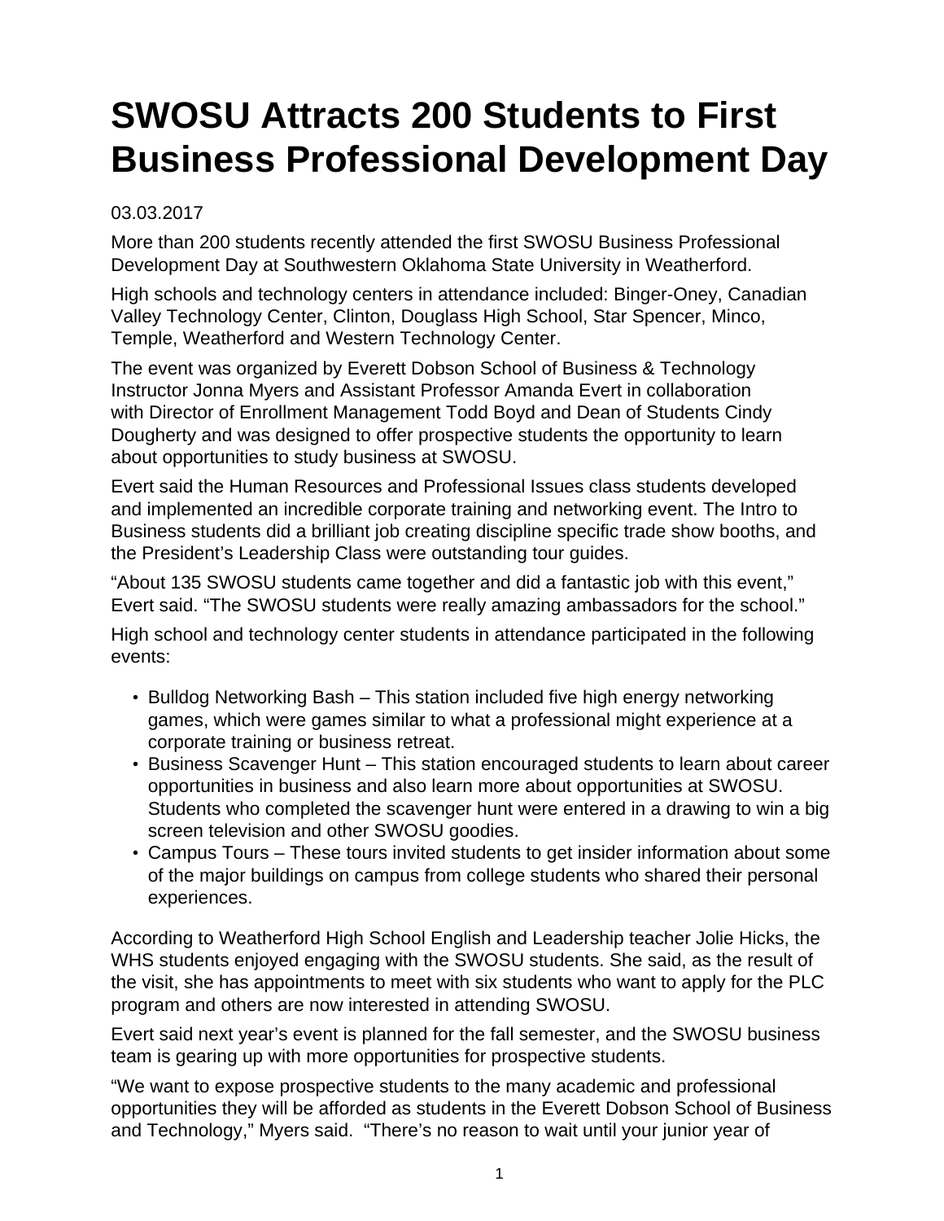# SWOSU Attracts 200 Students to First Business Professional Development Day

03.03.2017

More than 200 students recently attended the first SWOSU Business Professional Development Day at Southwestern Oklahoma State University in Weatherford.

High schools and technology centers in attendance included: Binger-Oney, Canadian Valley Technology Center, Clinton, Douglass High School, Star Spencer, Minco, Temple, Weatherford and Western Technology Center.

The event was organized by Everett Dobson School of Business & Technology Instructor Jonna Myers and Assistant Professor Amanda Evert in collaboration with Director of Enrollment Management Todd Boyd and Dean of Students Cindy Dougherty and was designed to offer prospective students the opportunity to learn about opportunities to study business at SWOSU.

Evert said the Human Resources and Professional Issues class students developed and implemented an incredible corporate training and networking event. The Intro to Business students did a brilliant job creating discipline specific trade show booths, and the President's Leadership Class were outstanding tour guides.

"About 135 SWOSU students came together and did a fantastic job with this event," Evert said. "The SWOSU students were really amazing ambassadors for the school."

High school and technology center students in attendance participated in the following events:

- Bulldog Networking Bash – This station included five high energy networking games, which were games similar to what a professional might experience at a corporate training or business retreat.
- Business Scavenger Hunt – This station encouraged students to learn about career opportunities in business and also learn more about opportunities at SWOSU. Students who completed the scavenger hunt were entered in a drawing to win a big screen television and other SWOSU goodies.
- Campus Tours – These tours invited students to get insider information about some of the major buildings on campus from college students who shared their personal experiences.

According to Weatherford High School English and Leadership teacher Jolie Hicks, the WHS students enjoyed engaging with the SWOSU students. She said, as the result of the visit, she has appointments to meet with six students who want to apply for the PLC program and others are now interested in attending SWOSU.

Evert said next year's event is planned for the fall semester, and the SWOSU business team is gearing up with more opportunities for prospective students.

"We want to expose prospective students to the many academic and professional opportunities they will be afforded as students in the Everett Dobson School of Business and Technology," Myers said. "There's no reason to wait until your junior year of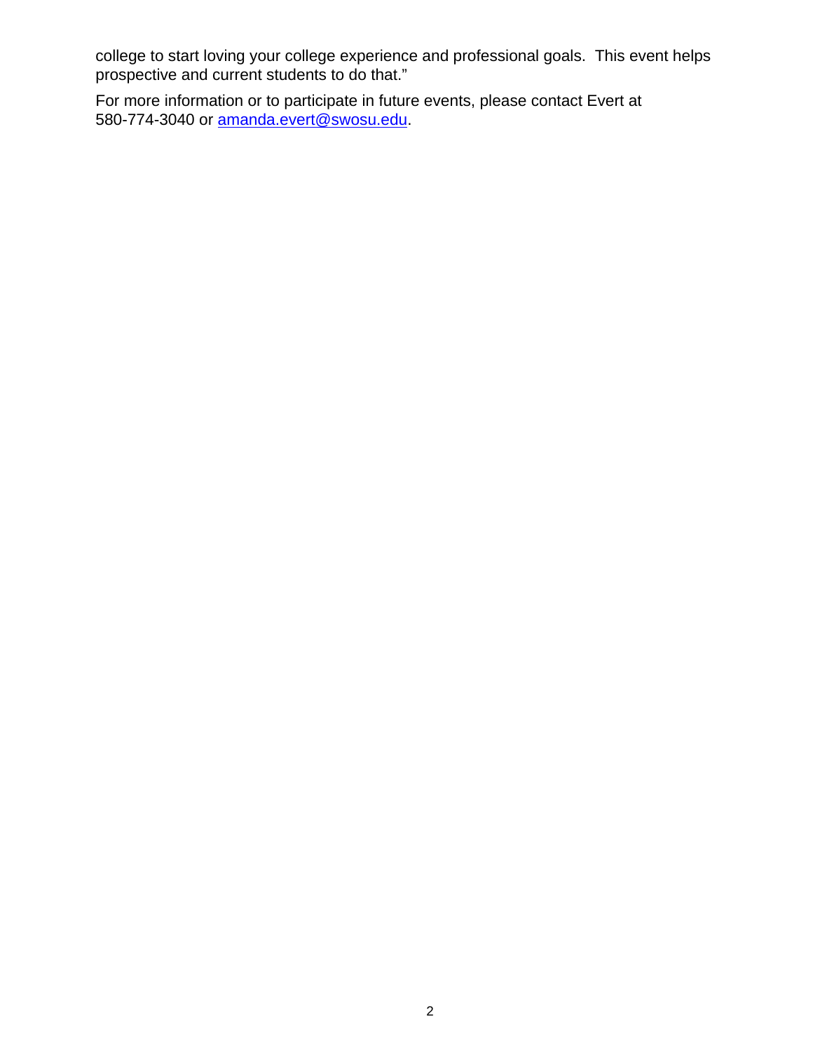college to start loving your college experience and professional goals.  This event helps prospective and current students to do that."

For more information or to participate in future events, please contact Evert at 580-774-3040 or [amanda.evert@swosu.edu](mailto:amanda.evert@swosu.edu).